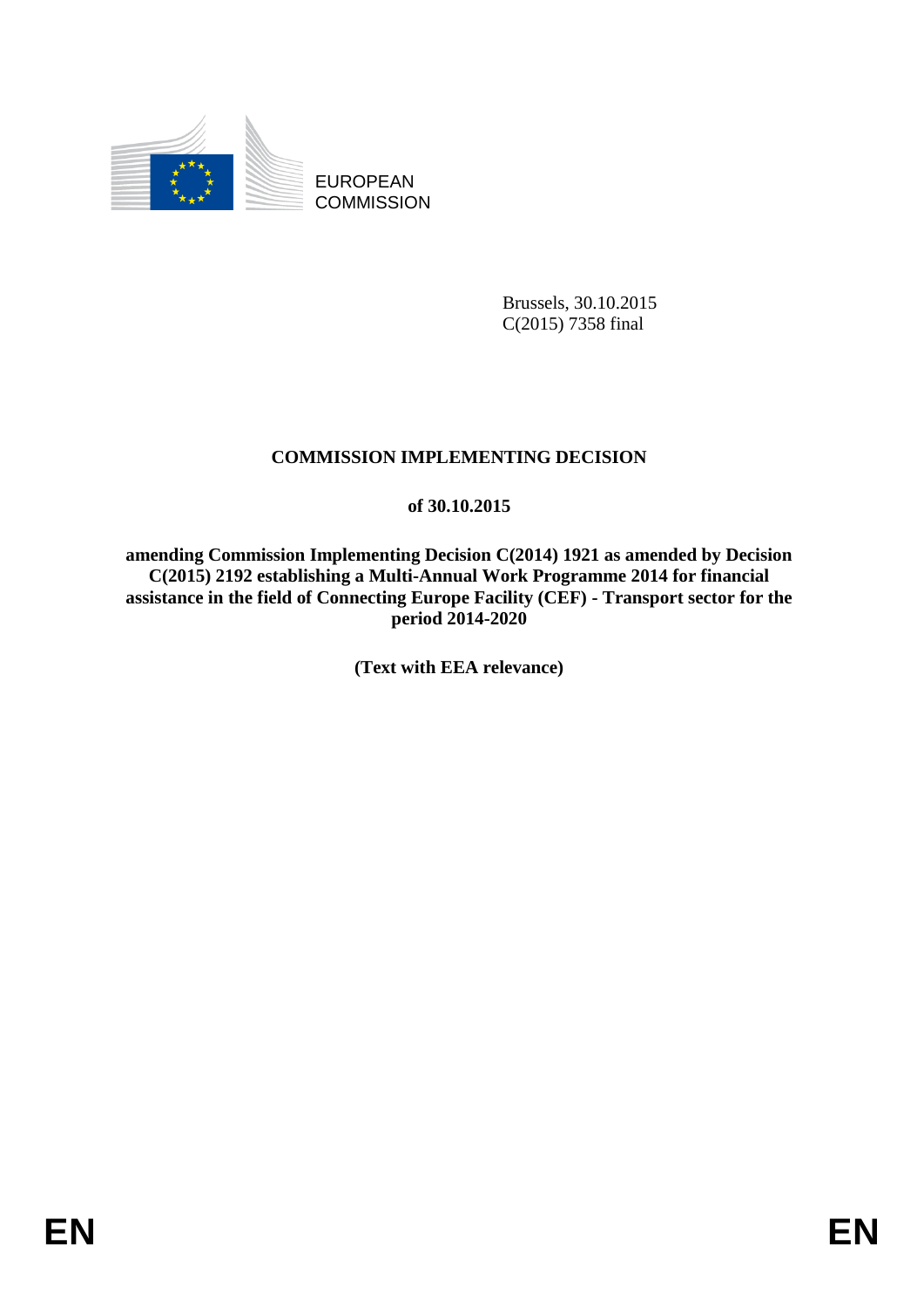EUROPEAN
COMMISSION

Brussels, 30.10.2015
C(2015) 7358 final

# COMMISSION IMPLEMENTING DECISION

**of 30.10.2015**

**amending Commission Implementing Decision C(2014) 1921 as amended by Decision C(2015) 2192 establishing a Multi-Annual Work Programme 2014 for financial assistance in the field of Connecting Europe Facility (CEF) - Transport sector for the period 2014-2020**

**(Text with EEA relevance)**

EN EN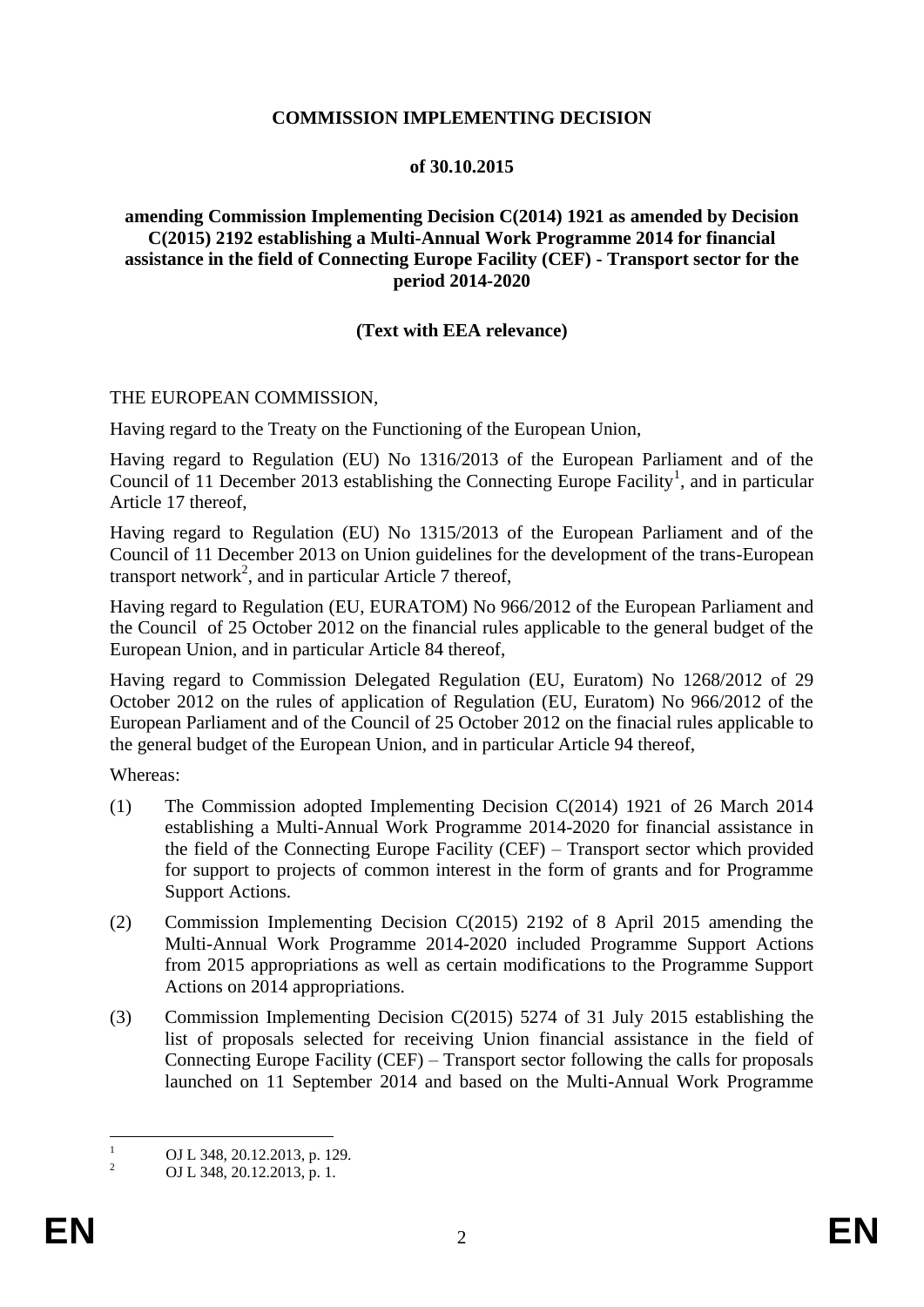**COMMISSION IMPLEMENTING DECISION**

**of 30.10.2015**

**amending Commission Implementing Decision C(2014) 1921 as amended by Decision C(2015) 2192 establishing a Multi-Annual Work Programme 2014 for financial assistance in the field of Connecting Europe Facility (CEF) - Transport sector for the period 2014-2020**

**(Text with EEA relevance)**

THE EUROPEAN COMMISSION,

Having regard to the Treaty on the Functioning of the European Union,

Having regard to Regulation (EU) No 1316/2013 of the European Parliament and of the Council of 11 December 2013 establishing the Connecting Europe Facility[1], and in particular Article 17 thereof,

Having regard to Regulation (EU) No 1315/2013 of the European Parliament and of the Council of 11 December 2013 on Union guidelines for the development of the trans-European transport network[2], and in particular Article 7 thereof,

Having regard to Regulation (EU, EURATOM) No 966/2012 of the European Parliament and the Council of 25 October 2012 on the financial rules applicable to the general budget of the European Union, and in particular Article 84 thereof,

Having regard to Commission Delegated Regulation (EU, Euratom) No 1268/2012 of 29 October 2012 on the rules of application of Regulation (EU, Euratom) No 966/2012 of the European Parliament and of the Council of 25 October 2012 on the finacial rules applicable to the general budget of the European Union, and in particular Article 94 thereof,

Whereas:

(1) The Commission adopted Implementing Decision C(2014) 1921 of 26 March 2014 establishing a Multi-Annual Work Programme 2014-2020 for financial assistance in the field of the Connecting Europe Facility (CEF) – Transport sector which provided for support to projects of common interest in the form of grants and for Programme Support Actions.

(2) Commission Implementing Decision C(2015) 2192 of 8 April 2015 amending the Multi-Annual Work Programme 2014-2020 included Programme Support Actions from 2015 appropriations as well as certain modifications to the Programme Support Actions on 2014 appropriations.

(3) Commission Implementing Decision C(2015) 5274 of 31 July 2015 establishing the list of proposals selected for receiving Union financial assistance in the field of Connecting Europe Facility (CEF) – Transport sector following the calls for proposals launched on 11 September 2014 and based on the Multi-Annual Work Programme

[1] OJ L 348, 20.12.2013, p. 129.

[2] OJ L 348, 20.12.2013, p. 1.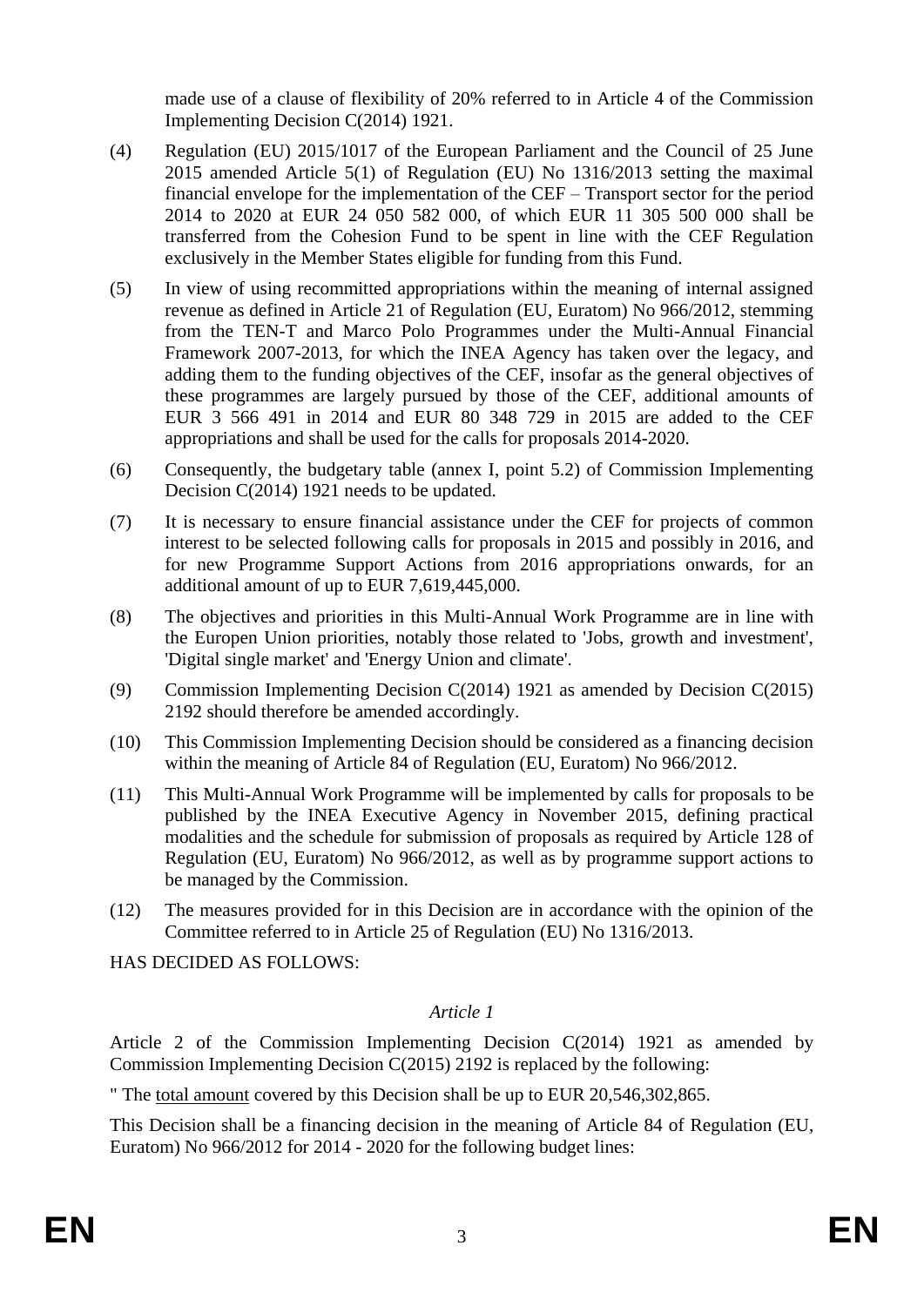made use of a clause of flexibility of 20% referred to in Article 4 of the Commission Implementing Decision C(2014) 1921.

(4) Regulation (EU) 2015/1017 of the European Parliament and the Council of 25 June 2015 amended Article 5(1) of Regulation (EU) No 1316/2013 setting the maximal financial envelope for the implementation of the CEF – Transport sector for the period 2014 to 2020 at EUR 24 050 582 000, of which EUR 11 305 500 000 shall be transferred from the Cohesion Fund to be spent in line with the CEF Regulation exclusively in the Member States eligible for funding from this Fund.

(5) In view of using recommitted appropriations within the meaning of internal assigned revenue as defined in Article 21 of Regulation (EU, Euratom) No 966/2012, stemming from the TEN-T and Marco Polo Programmes under the Multi-Annual Financial Framework 2007-2013, for which the INEA Agency has taken over the legacy, and adding them to the funding objectives of the CEF, insofar as the general objectives of these programmes are largely pursued by those of the CEF, additional amounts of EUR 3 566 491 in 2014 and EUR 80 348 729 in 2015 are added to the CEF appropriations and shall be used for the calls for proposals 2014-2020.

(6) Consequently, the budgetary table (annex I, point 5.2) of Commission Implementing Decision C(2014) 1921 needs to be updated.

(7) It is necessary to ensure financial assistance under the CEF for projects of common interest to be selected following calls for proposals in 2015 and possibly in 2016, and for new Programme Support Actions from 2016 appropriations onwards, for an additional amount of up to EUR 7,619,445,000.

(8) The objectives and priorities in this Multi-Annual Work Programme are in line with the Europen Union priorities, notably those related to 'Jobs, growth and investment', 'Digital single market' and 'Energy Union and climate'.

(9) Commission Implementing Decision C(2014) 1921 as amended by Decision C(2015) 2192 should therefore be amended accordingly.

(10) This Commission Implementing Decision should be considered as a financing decision within the meaning of Article 84 of Regulation (EU, Euratom) No 966/2012.

(11) This Multi-Annual Work Programme will be implemented by calls for proposals to be published by the INEA Executive Agency in November 2015, defining practical modalities and the schedule for submission of proposals as required by Article 128 of Regulation (EU, Euratom) No 966/2012, as well as by programme support actions to be managed by the Commission.

(12) The measures provided for in this Decision are in accordance with the opinion of the Committee referred to in Article 25 of Regulation (EU) No 1316/2013.

HAS DECIDED AS FOLLOWS:

*Article 1*

Article 2 of the Commission Implementing Decision C(2014) 1921 as amended by Commission Implementing Decision C(2015) 2192 is replaced by the following:

" The total amount covered by this Decision shall be up to EUR 20,546,302,865.

This Decision shall be a financing decision in the meaning of Article 84 of Regulation (EU, Euratom) No 966/2012 for 2014 - 2020 for the following budget lines: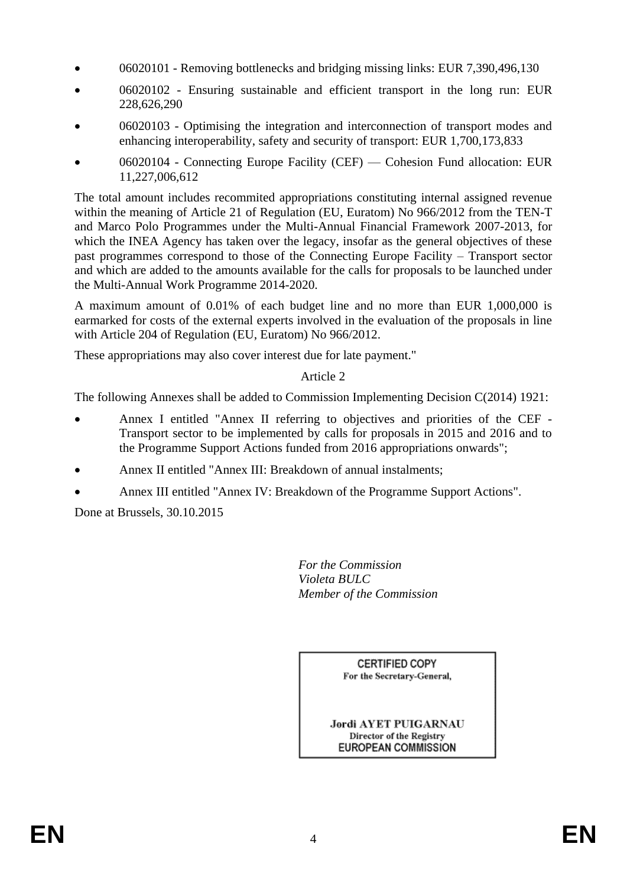- 06020101 - Removing bottlenecks and bridging missing links: EUR 7,390,496,130
- 06020102 - Ensuring sustainable and efficient transport in the long run: EUR 228,626,290
- 06020103 - Optimising the integration and interconnection of transport modes and enhancing interoperability, safety and security of transport: EUR 1,700,173,833
- 06020104 - Connecting Europe Facility (CEF) — Cohesion Fund allocation: EUR 11,227,006,612

The total amount includes recommited appropriations constituting internal assigned revenue within the meaning of Article 21 of Regulation (EU, Euratom) No 966/2012 from the TEN-T and Marco Polo Programmes under the Multi-Annual Financial Framework 2007-2013, for which the INEA Agency has taken over the legacy, insofar as the general objectives of these past programmes correspond to those of the Connecting Europe Facility – Transport sector and which are added to the amounts available for the calls for proposals to be launched under the Multi-Annual Work Programme 2014-2020.

A maximum amount of 0.01% of each budget line and no more than EUR 1,000,000 is earmarked for costs of the external experts involved in the evaluation of the proposals in line with Article 204 of Regulation (EU, Euratom) No 966/2012.

These appropriations may also cover interest due for late payment."

Article 2

The following Annexes shall be added to Commission Implementing Decision C(2014) 1921:

- Annex I entitled "Annex II referring to objectives and priorities of the CEF - Transport sector to be implemented by calls for proposals in 2015 and 2016 and to the Programme Support Actions funded from 2016 appropriations onwards";
- Annex II entitled "Annex III: Breakdown of annual instalments;
- Annex III entitled "Annex IV: Breakdown of the Programme Support Actions".

Done at Brussels, 30.10.2015

*For the Commission*
*Violeta BULC*
*Member of the Commission*

CERTIFIED COPY
For the Secretary-General,

Jordi AYET PUIGARNAU
Director of the Registry
EUROPEAN COMMISSION